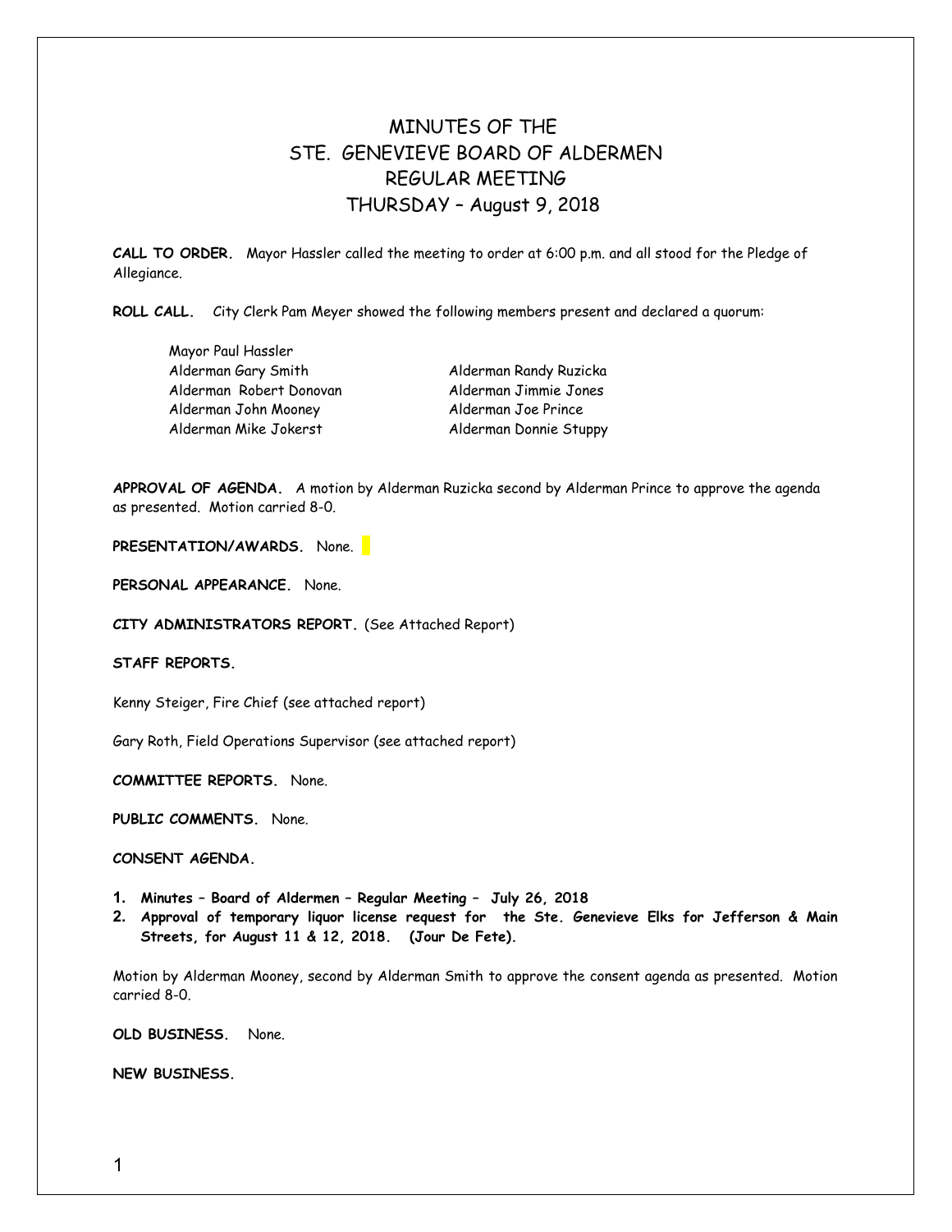# MINUTES OF THE
# STE. GENEVIEVE BOARD OF ALDERMEN
# REGULAR MEETING
# THURSDAY – August 9, 2018

**CALL TO ORDER.** Mayor Hassler called the meeting to order at 6:00 p.m. and all stood for the Pledge of Allegiance.

**ROLL CALL.** City Clerk Pam Meyer showed the following members present and declared a quorum:

Mayor Paul Hassler

| | |
|---|---|
| Alderman Gary Smith | Alderman Randy Ruzicka |
| Alderman Robert Donovan | Alderman Jimmie Jones |
| Alderman John Mooney | Alderman Joe Prince |
| Alderman Mike Jokerst | Alderman Donnie Stuppy |

**APPROVAL OF AGENDA.** A motion by Alderman Ruzicka second by Alderman Prince to approve the agenda as presented. Motion carried 8-0.

**PRESENTATION/AWARDS.** None.

**PERSONAL APPEARANCE.** None.

**CITY ADMINISTRATORS REPORT.** (See Attached Report)

**STAFF REPORTS.**

Kenny Steiger, Fire Chief (see attached report)

Gary Roth, Field Operations Supervisor (see attached report)

**COMMITTEE REPORTS.** None.

**PUBLIC COMMENTS.** None.

**CONSENT AGENDA.**

1. **Minutes – Board of Aldermen – Regular Meeting – July 26, 2018**
2. **Approval of temporary liquor license request for the Ste. Genevieve Elks for Jefferson & Main Streets, for August 11 & 12, 2018. (Jour De Fete).**

Motion by Alderman Mooney, second by Alderman Smith to approve the consent agenda as presented. Motion carried 8-0.

**OLD BUSINESS.** None.

**NEW BUSINESS.**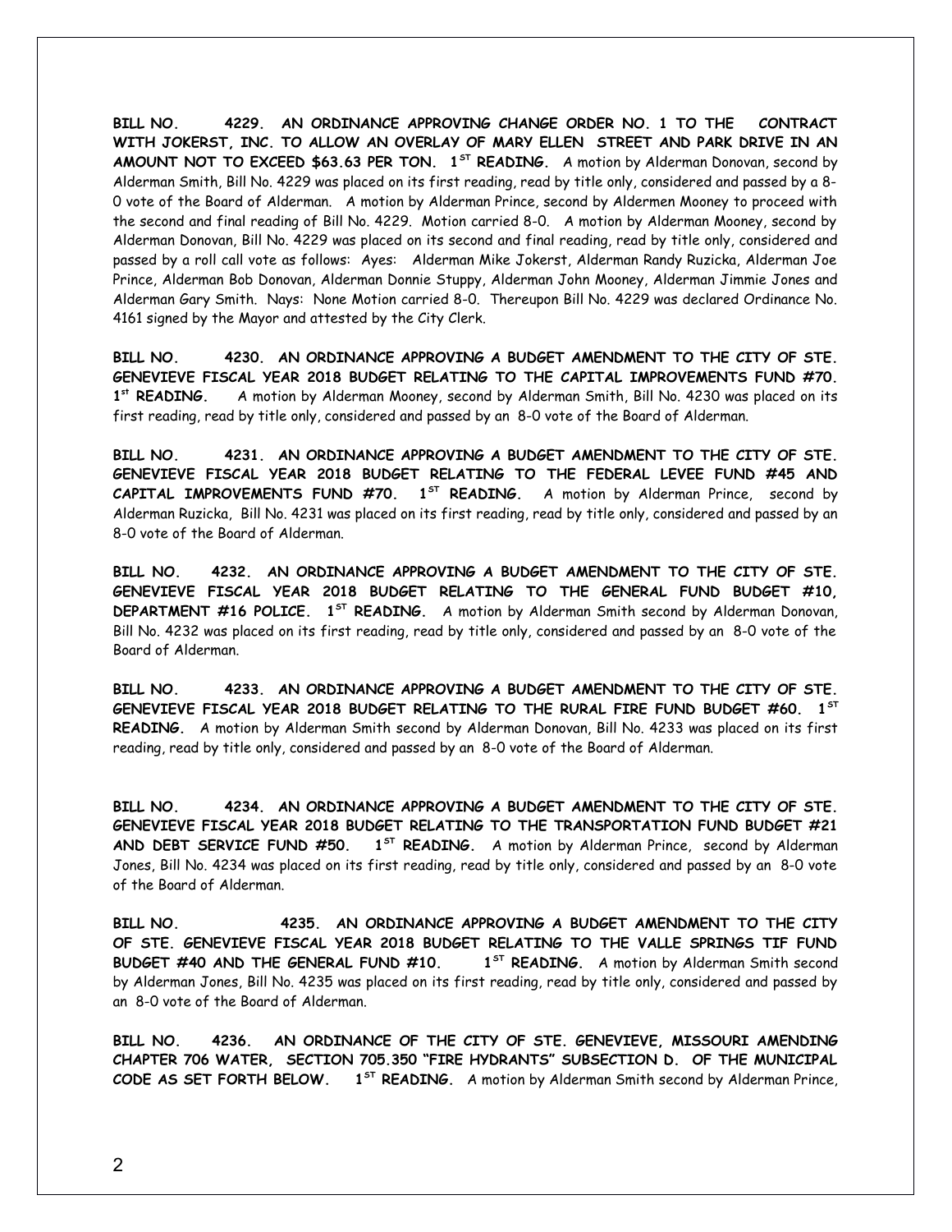**BILL NO. 4229. AN ORDINANCE APPROVING CHANGE ORDER NO. 1 TO THE CONTRACT WITH JOKERST, INC. TO ALLOW AN OVERLAY OF MARY ELLEN STREET AND PARK DRIVE IN AN AMOUNT NOT TO EXCEED $63.63 PER TON. 1ST READING.** A motion by Alderman Donovan, second by Alderman Smith, Bill No. 4229 was placed on its first reading, read by title only, considered and passed by a 8-0 vote of the Board of Alderman. A motion by Alderman Prince, second by Aldermen Mooney to proceed with the second and final reading of Bill No. 4229. Motion carried 8-0. A motion by Alderman Mooney, second by Alderman Donovan, Bill No. 4229 was placed on its second and final reading, read by title only, considered and passed by a roll call vote as follows: Ayes: Alderman Mike Jokerst, Alderman Randy Ruzicka, Alderman Joe Prince, Alderman Bob Donovan, Alderman Donnie Stuppy, Alderman John Mooney, Alderman Jimmie Jones and Alderman Gary Smith. Nays: None Motion carried 8-0. Thereupon Bill No. 4229 was declared Ordinance No. 4161 signed by the Mayor and attested by the City Clerk.

**BILL NO. 4230. AN ORDINANCE APPROVING A BUDGET AMENDMENT TO THE CITY OF STE. GENEVIEVE FISCAL YEAR 2018 BUDGET RELATING TO THE CAPITAL IMPROVEMENTS FUND #70. 1st READING.** A motion by Alderman Mooney, second by Alderman Smith, Bill No. 4230 was placed on its first reading, read by title only, considered and passed by an 8-0 vote of the Board of Alderman.

**BILL NO. 4231. AN ORDINANCE APPROVING A BUDGET AMENDMENT TO THE CITY OF STE. GENEVIEVE FISCAL YEAR 2018 BUDGET RELATING TO THE FEDERAL LEVEE FUND #45 AND CAPITAL IMPROVEMENTS FUND #70. 1ST READING.** A motion by Alderman Prince, second by Alderman Ruzicka, Bill No. 4231 was placed on its first reading, read by title only, considered and passed by an 8-0 vote of the Board of Alderman.

**BILL NO. 4232. AN ORDINANCE APPROVING A BUDGET AMENDMENT TO THE CITY OF STE. GENEVIEVE FISCAL YEAR 2018 BUDGET RELATING TO THE GENERAL FUND BUDGET #10, DEPARTMENT #16 POLICE. 1ST READING.** A motion by Alderman Smith second by Alderman Donovan, Bill No. 4232 was placed on its first reading, read by title only, considered and passed by an 8-0 vote of the Board of Alderman.

**BILL NO. 4233. AN ORDINANCE APPROVING A BUDGET AMENDMENT TO THE CITY OF STE. GENEVIEVE FISCAL YEAR 2018 BUDGET RELATING TO THE RURAL FIRE FUND BUDGET #60. 1ST READING.** A motion by Alderman Smith second by Alderman Donovan, Bill No. 4233 was placed on its first reading, read by title only, considered and passed by an 8-0 vote of the Board of Alderman.

**BILL NO. 4234. AN ORDINANCE APPROVING A BUDGET AMENDMENT TO THE CITY OF STE. GENEVIEVE FISCAL YEAR 2018 BUDGET RELATING TO THE TRANSPORTATION FUND BUDGET #21 AND DEBT SERVICE FUND #50. 1ST READING.** A motion by Alderman Prince, second by Alderman Jones, Bill No. 4234 was placed on its first reading, read by title only, considered and passed by an 8-0 vote of the Board of Alderman.

**BILL NO. 4235. AN ORDINANCE APPROVING A BUDGET AMENDMENT TO THE CITY OF STE. GENEVIEVE FISCAL YEAR 2018 BUDGET RELATING TO THE VALLE SPRINGS TIF FUND BUDGET #40 AND THE GENERAL FUND #10. 1ST READING.** A motion by Alderman Smith second by Alderman Jones, Bill No. 4235 was placed on its first reading, read by title only, considered and passed by an 8-0 vote of the Board of Alderman.

**BILL NO. 4236. AN ORDINANCE OF THE CITY OF STE. GENEVIEVE, MISSOURI AMENDING CHAPTER 706 WATER, SECTION 705.350 "FIRE HYDRANTS" SUBSECTION D. OF THE MUNICIPAL CODE AS SET FORTH BELOW. 1ST READING.** A motion by Alderman Smith second by Alderman Prince,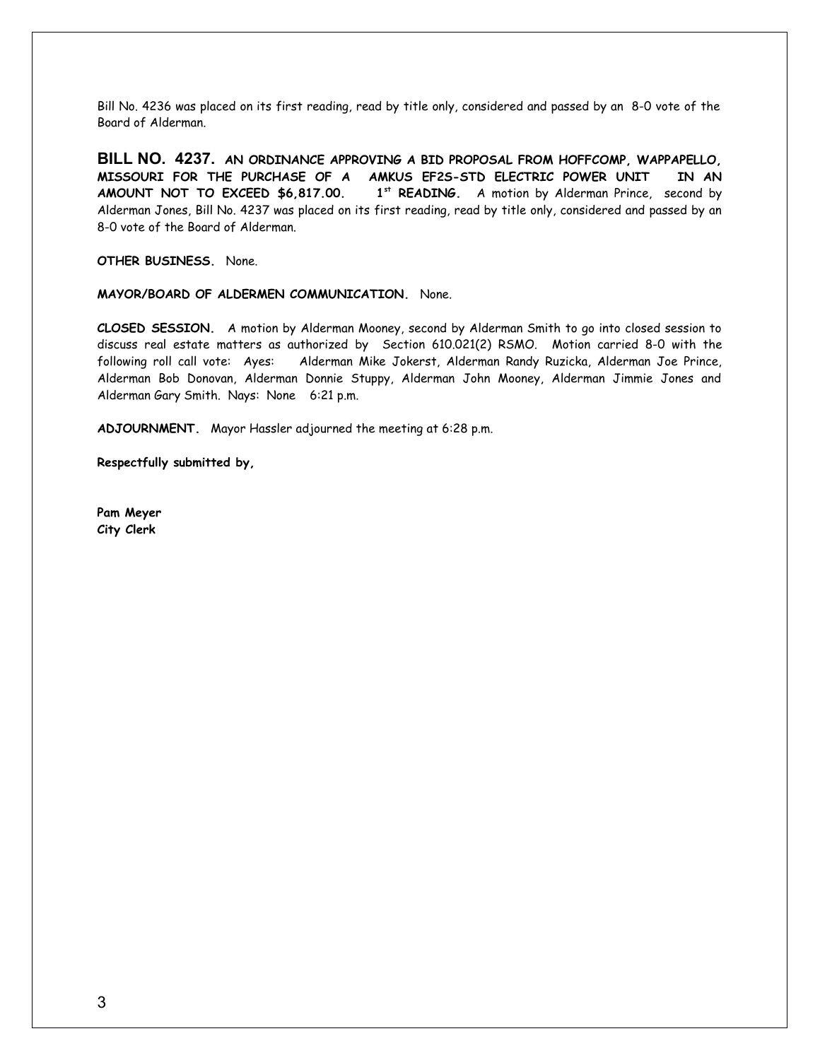Bill No. 4236 was placed on its first reading, read by title only, considered and passed by an 8-0 vote of the Board of Alderman.

**BILL NO. 4237. AN ORDINANCE APPROVING A BID PROPOSAL FROM HOFFCOMP, WAPPAPELLO, MISSOURI FOR THE PURCHASE OF A AMKUS EF2S-STD ELECTRIC POWER UNIT IN AN AMOUNT NOT TO EXCEED $6,817.00. 1st READING.** A motion by Alderman Prince, second by Alderman Jones, Bill No. 4237 was placed on its first reading, read by title only, considered and passed by an 8-0 vote of the Board of Alderman.

**OTHER BUSINESS.** None.

**MAYOR/BOARD OF ALDERMEN COMMUNICATION.** None.

**CLOSED SESSION.** A motion by Alderman Mooney, second by Alderman Smith to go into closed session to discuss real estate matters as authorized by Section 610.021(2) RSMO. Motion carried 8-0 with the following roll call vote: Ayes: Alderman Mike Jokerst, Alderman Randy Ruzicka, Alderman Joe Prince, Alderman Bob Donovan, Alderman Donnie Stuppy, Alderman John Mooney, Alderman Jimmie Jones and Alderman Gary Smith. Nays: None 6:21 p.m.

**ADJOURNMENT.** Mayor Hassler adjourned the meeting at 6:28 p.m.

**Respectfully submitted by,**

**Pam Meyer**
**City Clerk**